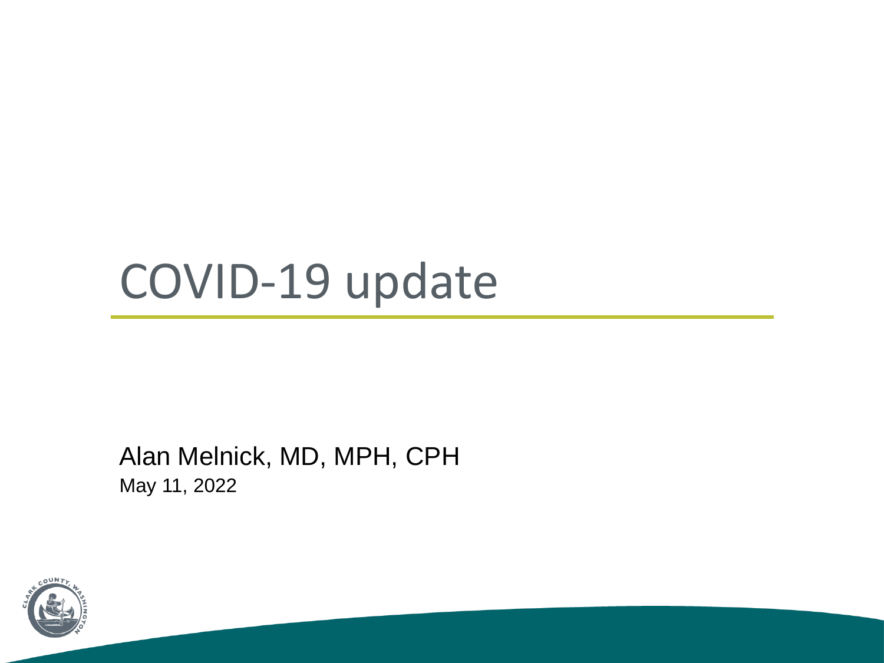# COVID-19 update

Alan Melnick, MD, MPH, CPH

May 11, 2022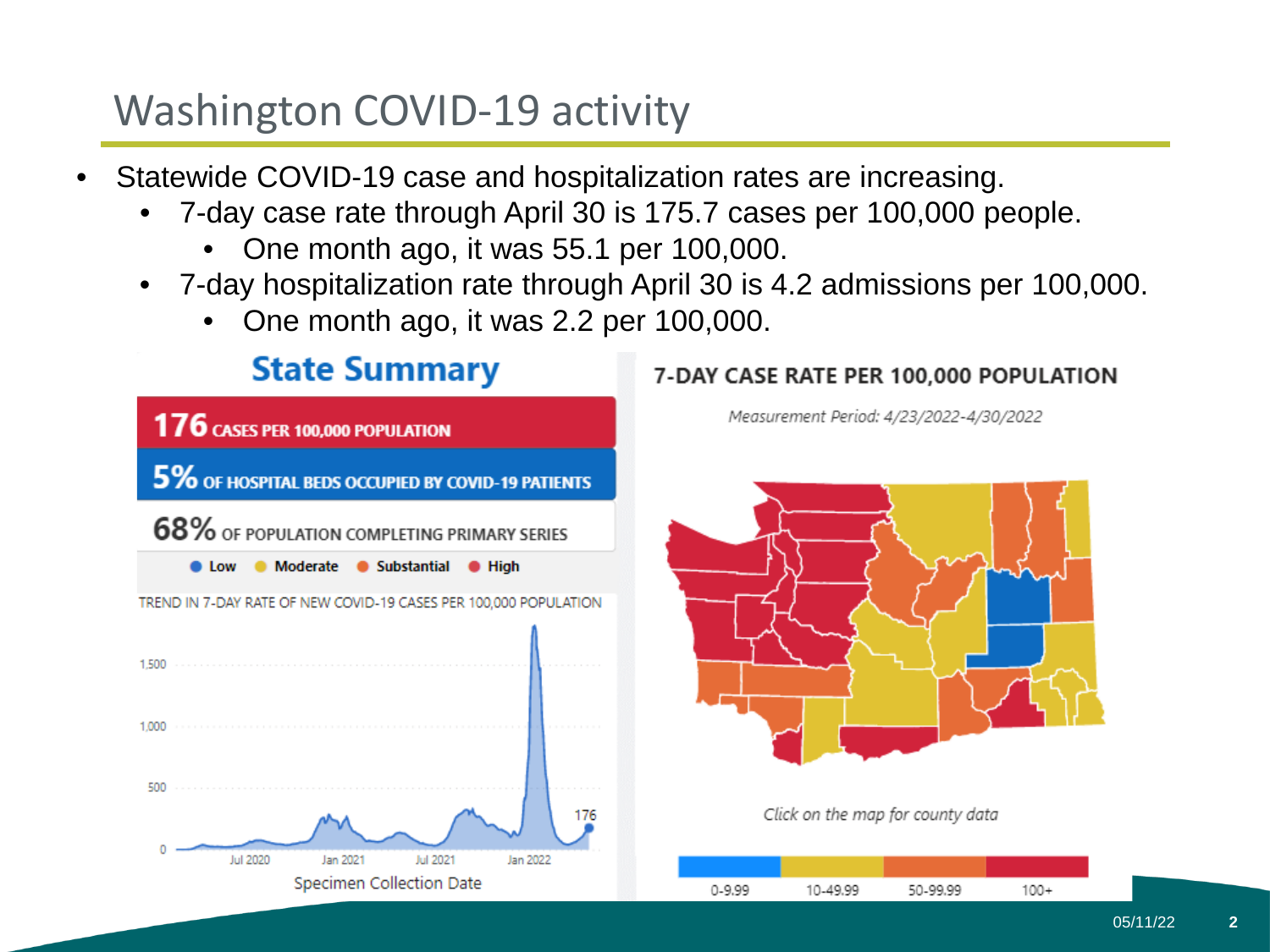# Washington COVID-19 activity

- Statewide COVID-19 case and hospitalization rates are increasing.
  - 7-day case rate through April 30 is 175.7 cases per 100,000 people.
    - One month ago, it was 55.1 per 100,000.
  - 7-day hospitalization rate through April 30 is 4.2 admissions per 100,000.
    - One month ago, it was 2.2 per 100,000.

## State Summary

**176** CASES PER 100,000 POPULATION

**5%** OF HOSPITAL BEDS OCCUPIED BY COVID-19 PATIENTS

**68%** OF POPULATION COMPLETING PRIMARY SERIES

Low · Moderate · Substantial · High

TREND IN 7-DAY RATE OF NEW COVID-19 CASES PER 100,000 POPULATION

Specimen Collection Date

## 7-DAY CASE RATE PER 100,000 POPULATION

*Measurement Period: 4/23/2022-4/30/2022*

*Click on the map for county data*

0-9.99 | 10-49.99 | 50-99.99 | 100+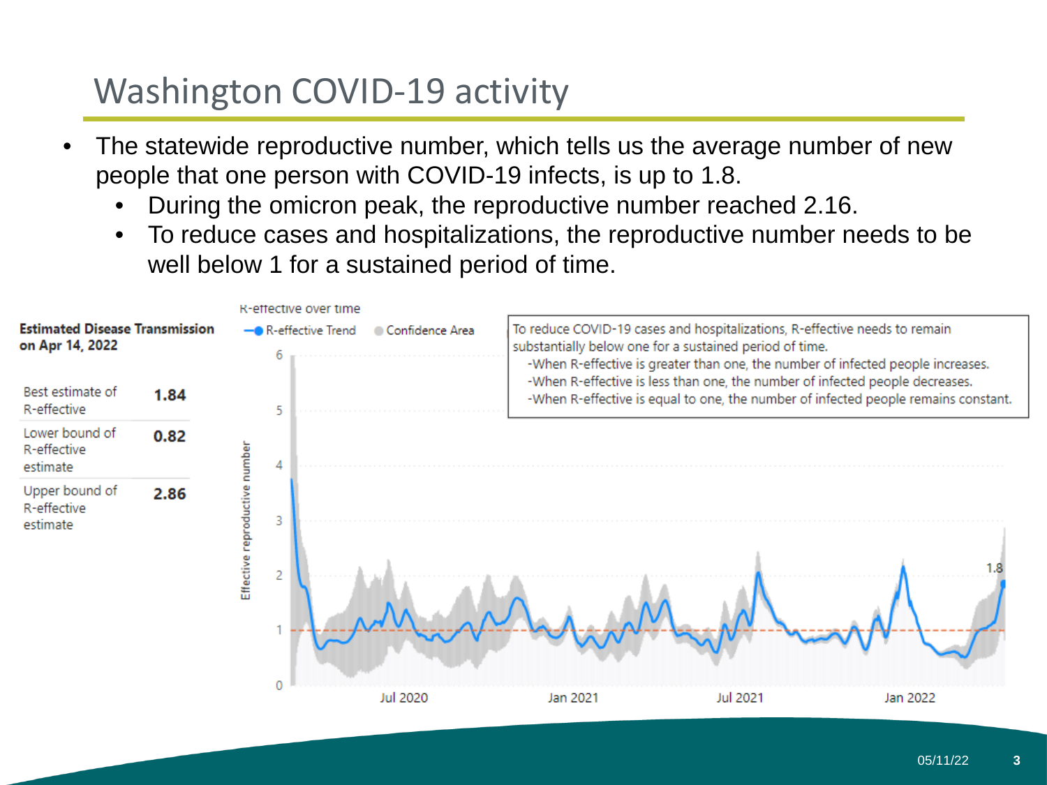# Washington COVID-19 activity

- The statewide reproductive number, which tells us the average number of new people that one person with COVID-19 infects, is up to 1.8.
  - During the omicron peak, the reproductive number reached 2.16.
  - To reduce cases and hospitalizations, the reproductive number needs to be well below 1 for a sustained period of time.

**Estimated Disease Transmission on Apr 14, 2022**

| | |
|---|---|
| Best estimate of R-effective | **1.84** |
| Lower bound of R-effective estimate | **0.82** |
| Upper bound of R-effective estimate | **2.86** |

R-effective over time

R-effective Trend | Confidence Area

To reduce COVID-19 cases and hospitalizations, R-effective needs to remain substantially below one for a sustained period of time.
- When R-effective is greater than one, the number of infected people increases.
- When R-effective is less than one, the number of infected people decreases.
- When R-effective is equal to one, the number of infected people remains constant.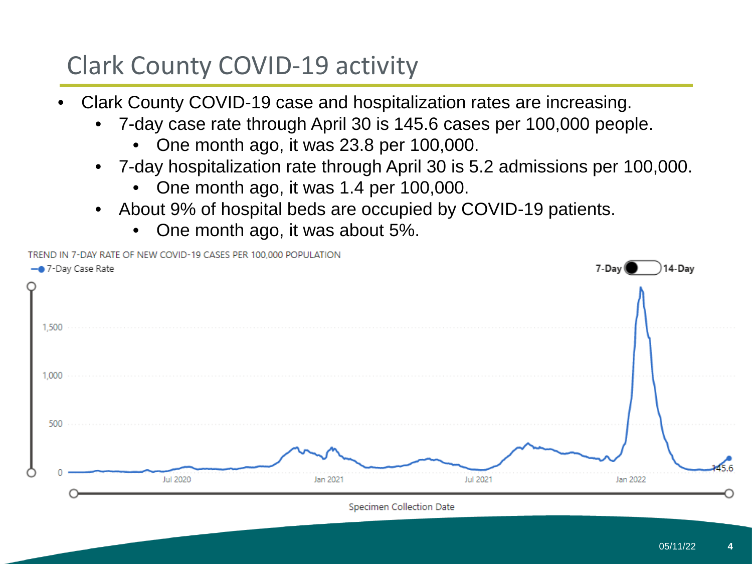# Clark County COVID-19 activity

- Clark County COVID-19 case and hospitalization rates are increasing.
  - 7-day case rate through April 30 is 145.6 cases per 100,000 people.
    - One month ago, it was 23.8 per 100,000.
  - 7-day hospitalization rate through April 30 is 5.2 admissions per 100,000.
    - One month ago, it was 1.4 per 100,000.
  - About 9% of hospital beds are occupied by COVID-19 patients.
    - One month ago, it was about 5%.

TREND IN 7-DAY RATE OF NEW COVID-19 CASES PER 100,000 POPULATION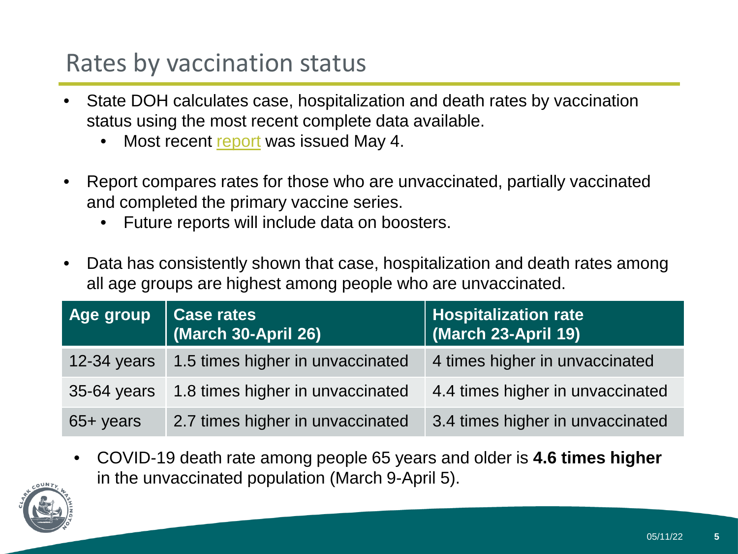# Rates by vaccination status

- State DOH calculates case, hospitalization and death rates by vaccination status using the most recent complete data available.
  - Most recent report was issued May 4.
- Report compares rates for those who are unvaccinated, partially vaccinated and completed the primary vaccine series.
  - Future reports will include data on boosters.
- Data has consistently shown that case, hospitalization and death rates among all age groups are highest among people who are unvaccinated.

| Age group | Case rates (March 30-April 26) | Hospitalization rate (March 23-April 19) |
|---|---|---|
| 12-34 years | 1.5 times higher in unvaccinated | 4 times higher in unvaccinated |
| 35-64 years | 1.8 times higher in unvaccinated | 4.4 times higher in unvaccinated |
| 65+ years | 2.7 times higher in unvaccinated | 3.4 times higher in unvaccinated |

- COVID-19 death rate among people 65 years and older is **4.6 times higher** in the unvaccinated population (March 9-April 5).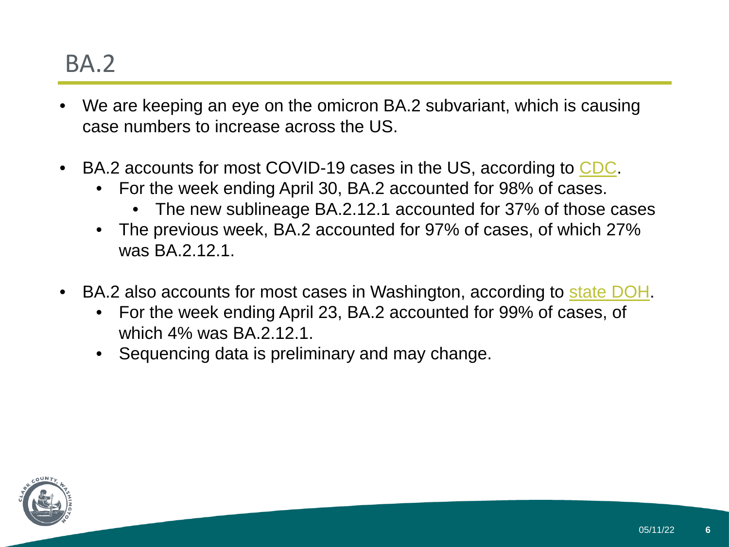# BA.2

- We are keeping an eye on the omicron BA.2 subvariant, which is causing case numbers to increase across the US.

- BA.2 accounts for most COVID-19 cases in the US, according to CDC.
  - For the week ending April 30, BA.2 accounted for 98% of cases.
    - The new sublineage BA.2.12.1 accounted for 37% of those cases
  - The previous week, BA.2 accounted for 97% of cases, of which 27% was BA.2.12.1.

- BA.2 also accounts for most cases in Washington, according to state DOH.
  - For the week ending April 23, BA.2 accounted for 99% of cases, of which 4% was BA.2.12.1.
  - Sequencing data is preliminary and may change.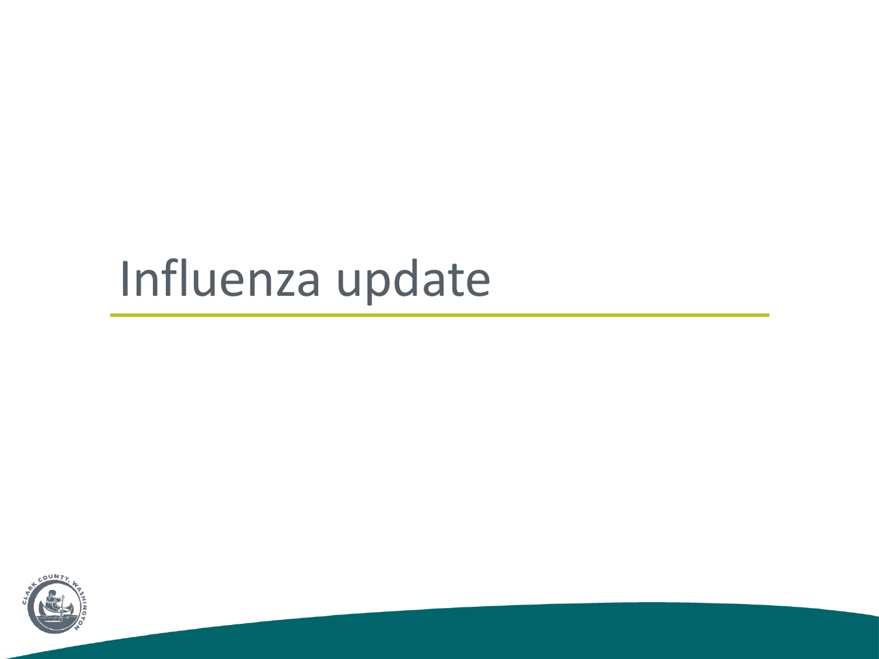# Influenza update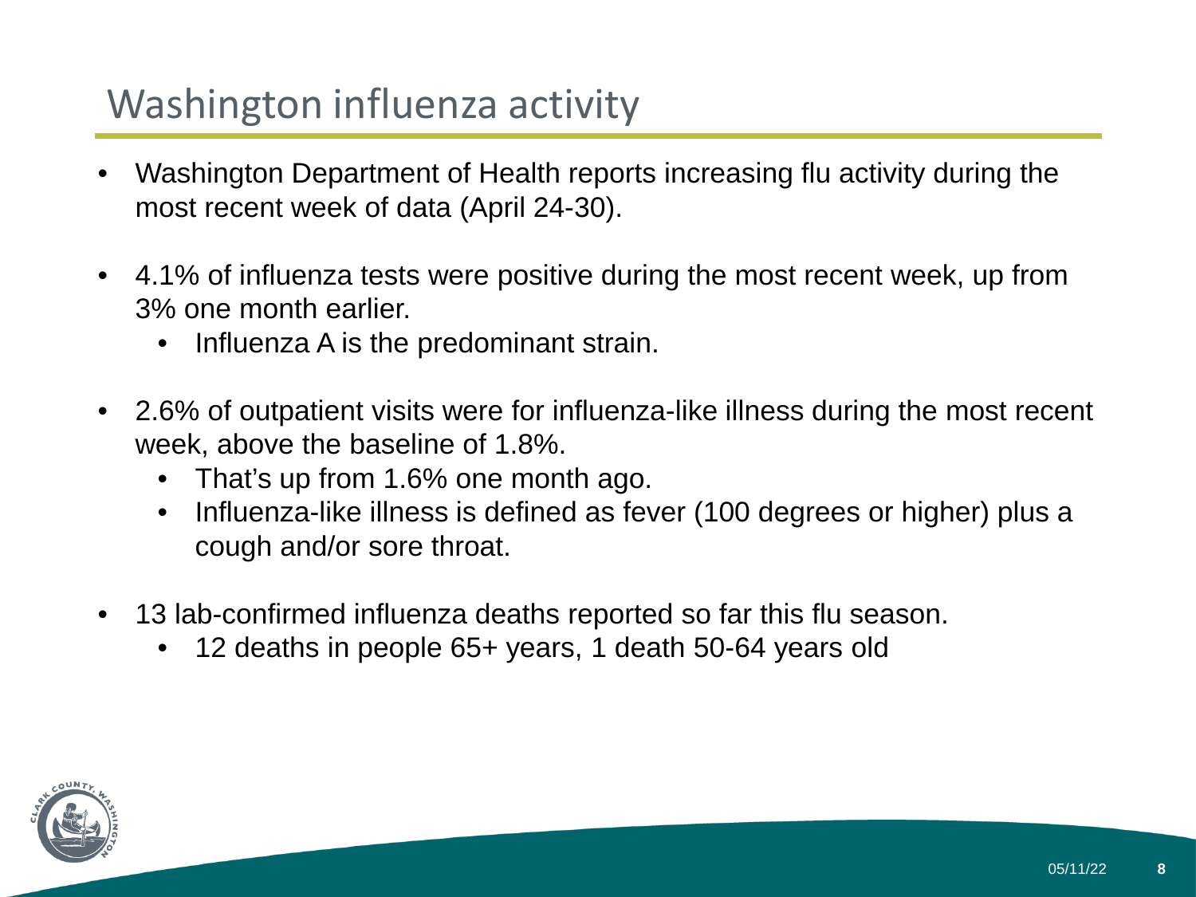# Washington influenza activity

- Washington Department of Health reports increasing flu activity during the most recent week of data (April 24-30).
- 4.1% of influenza tests were positive during the most recent week, up from 3% one month earlier.
  - Influenza A is the predominant strain.
- 2.6% of outpatient visits were for influenza-like illness during the most recent week, above the baseline of 1.8%.
  - That's up from 1.6% one month ago.
  - Influenza-like illness is defined as fever (100 degrees or higher) plus a cough and/or sore throat.
- 13 lab-confirmed influenza deaths reported so far this flu season.
  - 12 deaths in people 65+ years, 1 death 50-64 years old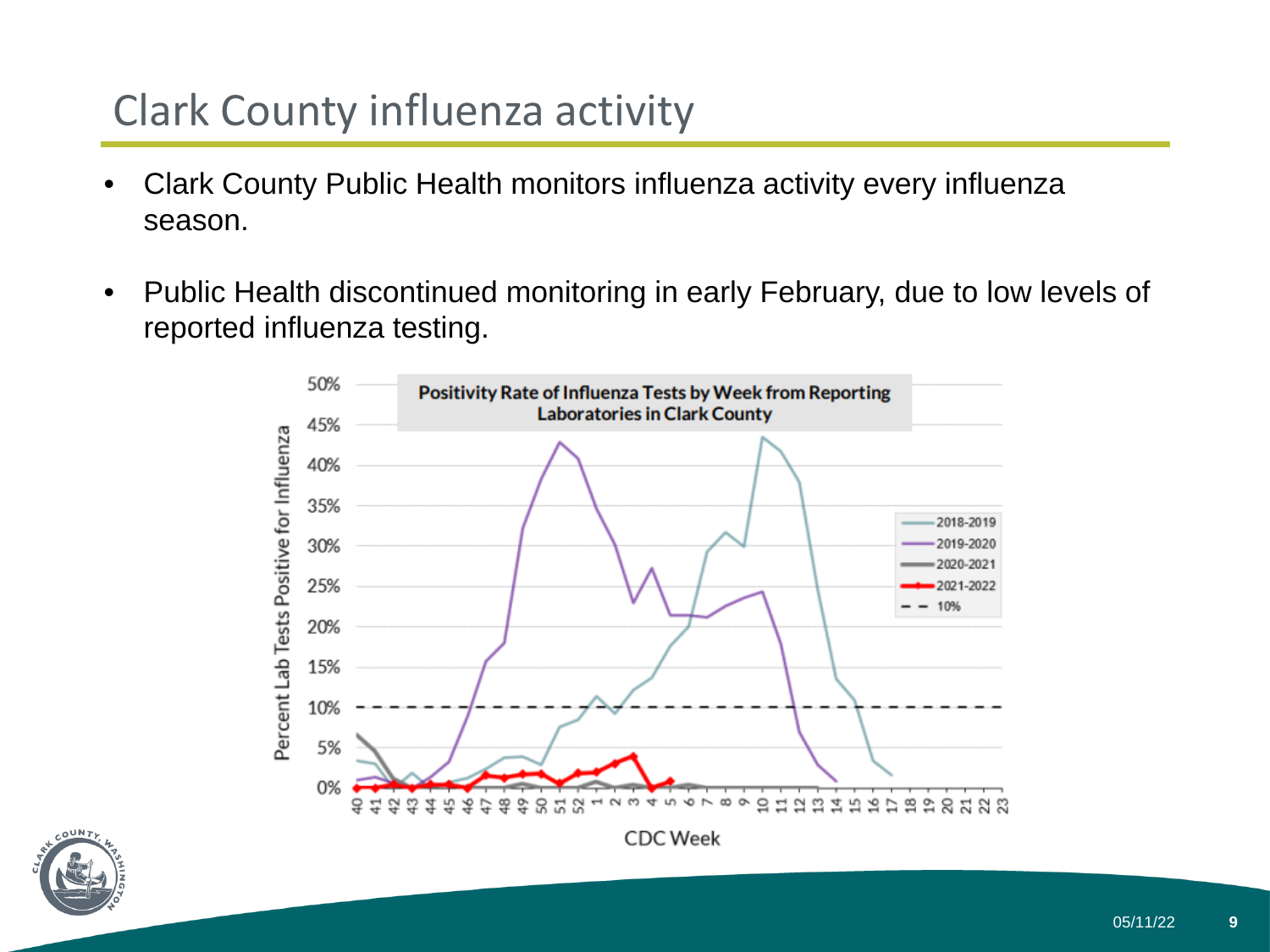# Clark County influenza activity

- Clark County Public Health monitors influenza activity every influenza season.
- Public Health discontinued monitoring in early February, due to low levels of reported influenza testing.

Positivity Rate of Influenza Tests by Week from Reporting Laboratories in Clark County

Percent Lab Tests Positive for Influenza

50%
45%
40%
35%
30%
25%
20%
15%
10%
5%
0%

40 41 42 43 44 45 46 47 48 49 50 51 52 1 2 3 4 5 6 7 8 9 10 11 12 13 14 15 16 17 18 19 20 21 22 23

CDC Week

2018-2019
2019-2020
2020-2021
2021-2022
10%